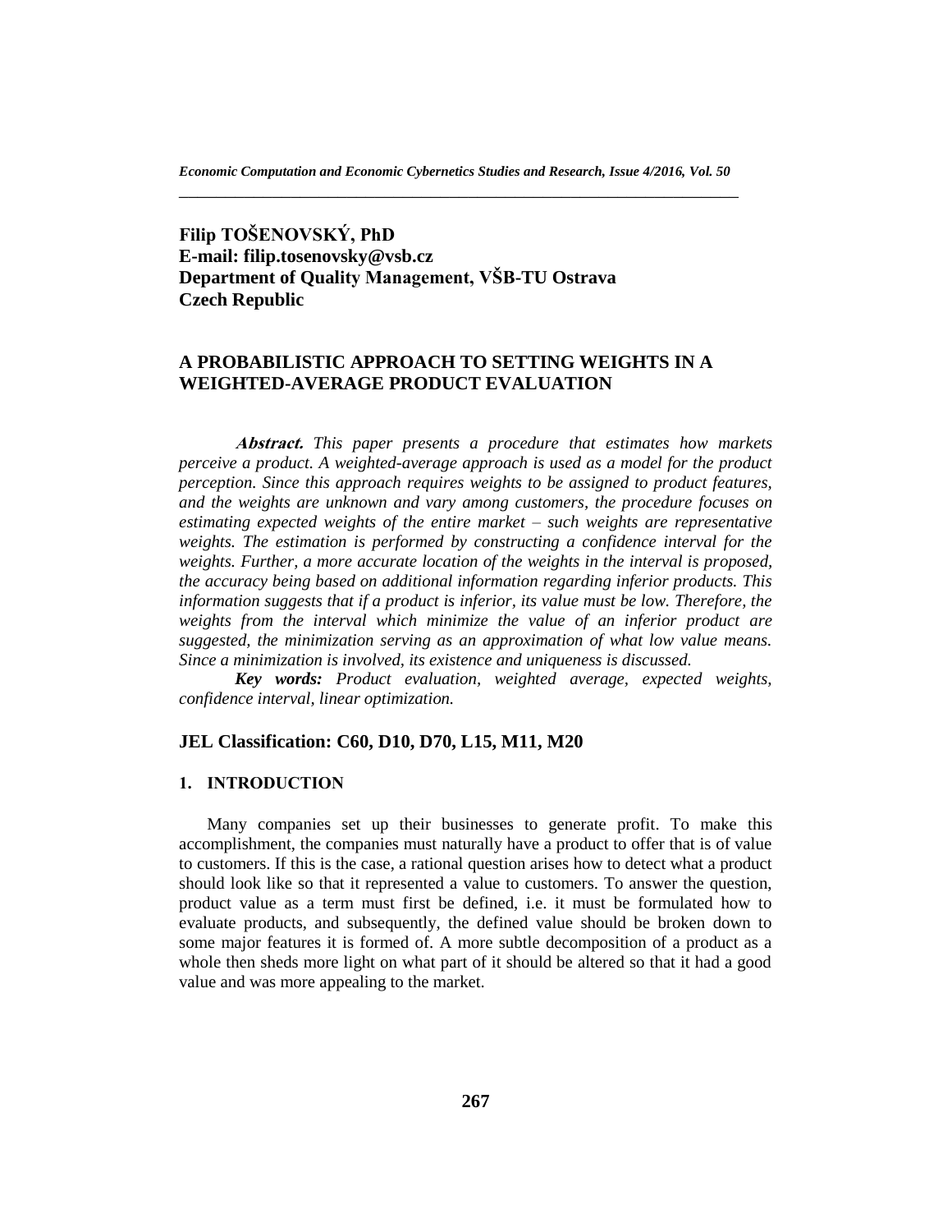**Filip TOŠENOVSKÝ, PhD**
**E-mail: filip.tosenovsky@vsb.cz**
**Department of Quality Management, VŠB-TU Ostrava**
**Czech Republic**

# A PROBABILISTIC APPROACH TO SETTING WEIGHTS IN A WEIGHTED-AVERAGE PRODUCT EVALUATION

***Abstract.*** *This paper presents a procedure that estimates how markets perceive a product. A weighted-average approach is used as a model for the product perception. Since this approach requires weights to be assigned to product features, and the weights are unknown and vary among customers, the procedure focuses on estimating expected weights of the entire market – such weights are representative weights. The estimation is performed by constructing a confidence interval for the weights. Further, a more accurate location of the weights in the interval is proposed, the accuracy being based on additional information regarding inferior products. This information suggests that if a product is inferior, its value must be low. Therefore, the weights from the interval which minimize the value of an inferior product are suggested, the minimization serving as an approximation of what low value means. Since a minimization is involved, its existence and uniqueness is discussed.*

***Key words:*** *Product evaluation, weighted average, expected weights, confidence interval, linear optimization.*

## JEL Classification: C60, D10, D70, L15, M11, M20

## 1. INTRODUCTION

Many companies set up their businesses to generate profit. To make this accomplishment, the companies must naturally have a product to offer that is of value to customers. If this is the case, a rational question arises how to detect what a product should look like so that it represented a value to customers. To answer the question, product value as a term must first be defined, i.e. it must be formulated how to evaluate products, and subsequently, the defined value should be broken down to some major features it is formed of. A more subtle decomposition of a product as a whole then sheds more light on what part of it should be altered so that it had a good value and was more appealing to the market.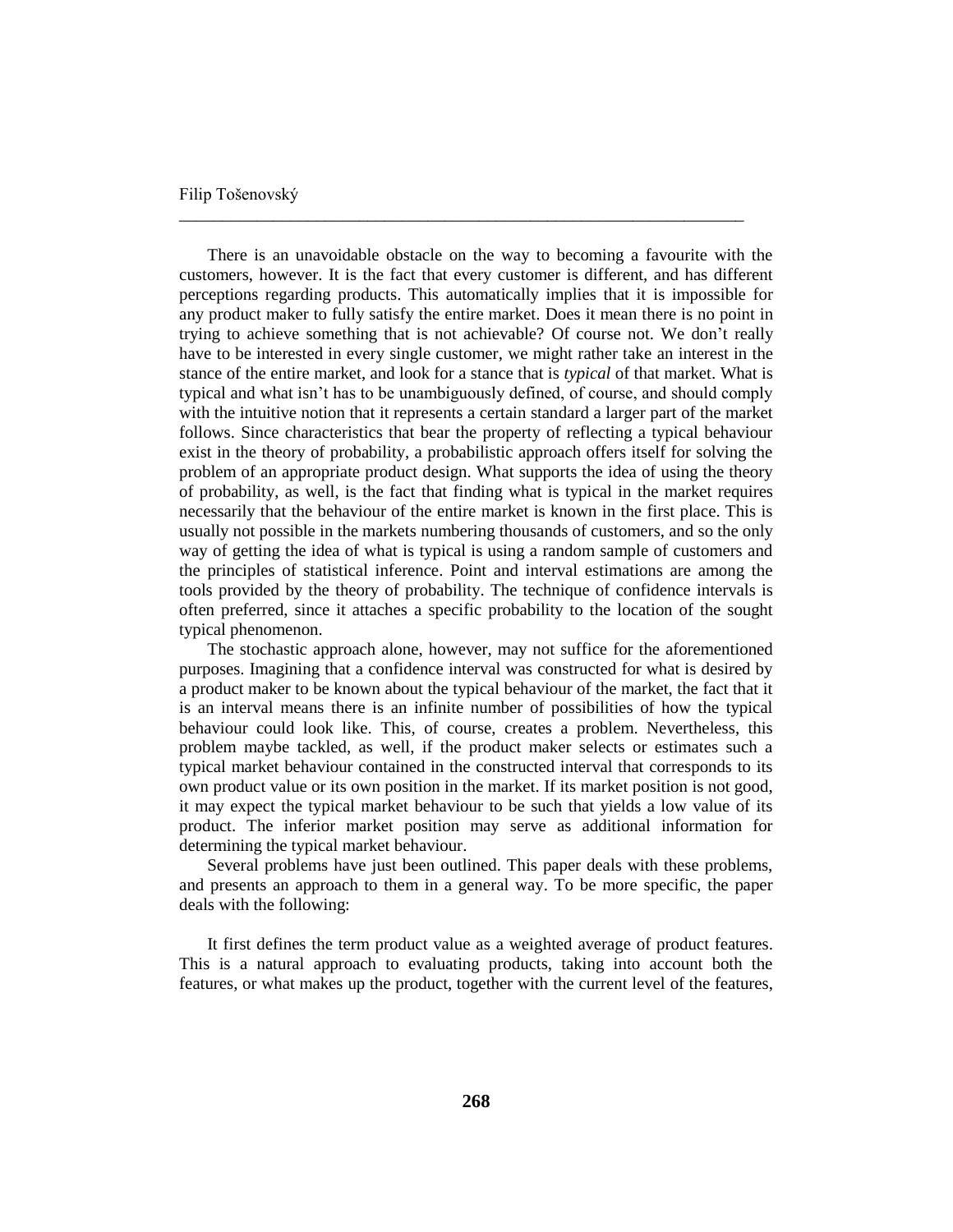There is an unavoidable obstacle on the way to becoming a favourite with the customers, however. It is the fact that every customer is different, and has different perceptions regarding products. This automatically implies that it is impossible for any product maker to fully satisfy the entire market. Does it mean there is no point in trying to achieve something that is not achievable? Of course not. We don't really have to be interested in every single customer, we might rather take an interest in the stance of the entire market, and look for a stance that is *typical* of that market. What is typical and what isn't has to be unambiguously defined, of course, and should comply with the intuitive notion that it represents a certain standard a larger part of the market follows. Since characteristics that bear the property of reflecting a typical behaviour exist in the theory of probability, a probabilistic approach offers itself for solving the problem of an appropriate product design. What supports the idea of using the theory of probability, as well, is the fact that finding what is typical in the market requires necessarily that the behaviour of the entire market is known in the first place. This is usually not possible in the markets numbering thousands of customers, and so the only way of getting the idea of what is typical is using a random sample of customers and the principles of statistical inference. Point and interval estimations are among the tools provided by the theory of probability. The technique of confidence intervals is often preferred, since it attaches a specific probability to the location of the sought typical phenomenon.

The stochastic approach alone, however, may not suffice for the aforementioned purposes. Imagining that a confidence interval was constructed for what is desired by a product maker to be known about the typical behaviour of the market, the fact that it is an interval means there is an infinite number of possibilities of how the typical behaviour could look like. This, of course, creates a problem. Nevertheless, this problem maybe tackled, as well, if the product maker selects or estimates such a typical market behaviour contained in the constructed interval that corresponds to its own product value or its own position in the market. If its market position is not good, it may expect the typical market behaviour to be such that yields a low value of its product. The inferior market position may serve as additional information for determining the typical market behaviour.

Several problems have just been outlined. This paper deals with these problems, and presents an approach to them in a general way. To be more specific, the paper deals with the following:

It first defines the term product value as a weighted average of product features. This is a natural approach to evaluating products, taking into account both the features, or what makes up the product, together with the current level of the features,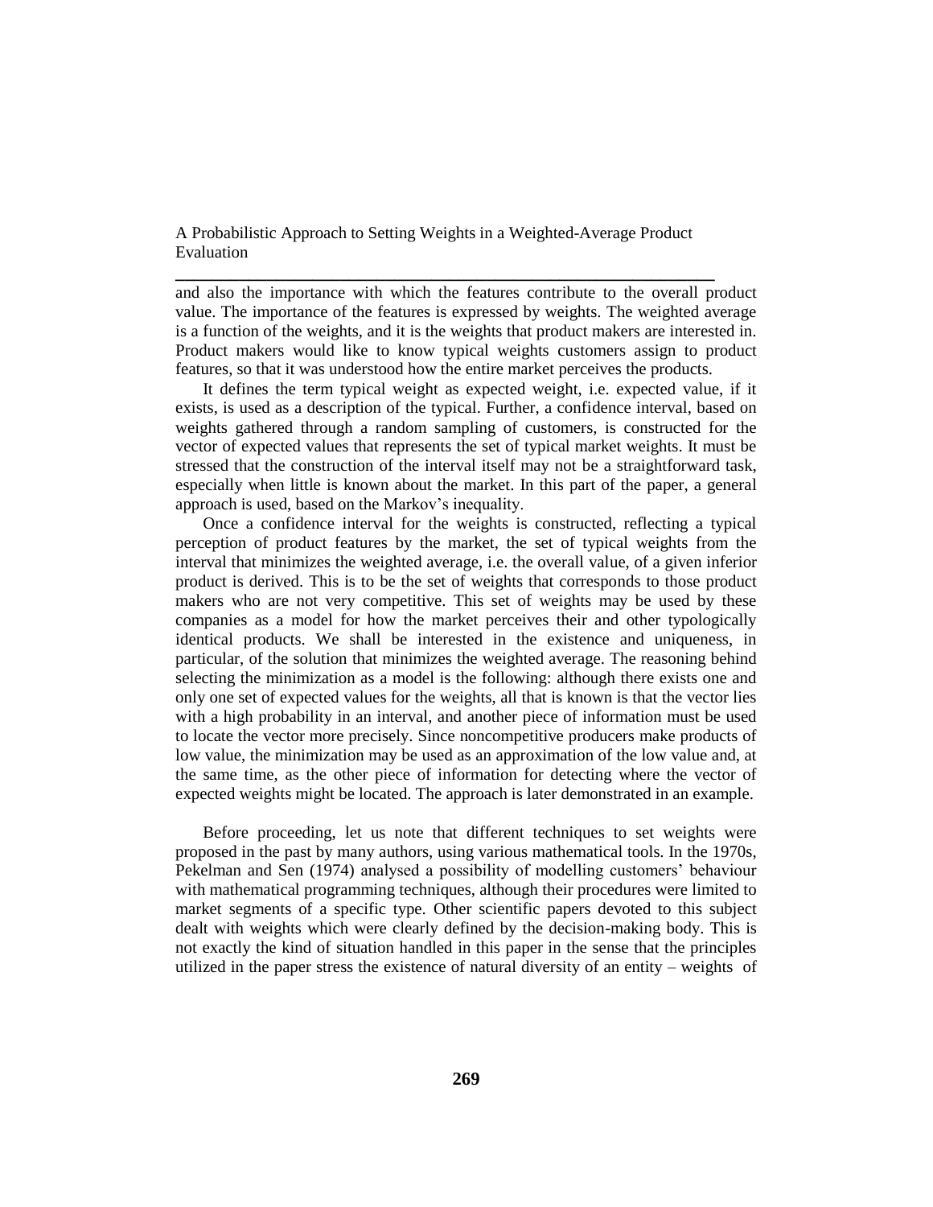and also the importance with which the features contribute to the overall product value. The importance of the features is expressed by weights. The weighted average is a function of the weights, and it is the weights that product makers are interested in. Product makers would like to know typical weights customers assign to product features, so that it was understood how the entire market perceives the products.

It defines the term typical weight as expected weight, i.e. expected value, if it exists, is used as a description of the typical. Further, a confidence interval, based on weights gathered through a random sampling of customers, is constructed for the vector of expected values that represents the set of typical market weights. It must be stressed that the construction of the interval itself may not be a straightforward task, especially when little is known about the market. In this part of the paper, a general approach is used, based on the Markov's inequality.

Once a confidence interval for the weights is constructed, reflecting a typical perception of product features by the market, the set of typical weights from the interval that minimizes the weighted average, i.e. the overall value, of a given inferior product is derived. This is to be the set of weights that corresponds to those product makers who are not very competitive. This set of weights may be used by these companies as a model for how the market perceives their and other typologically identical products. We shall be interested in the existence and uniqueness, in particular, of the solution that minimizes the weighted average. The reasoning behind selecting the minimization as a model is the following: although there exists one and only one set of expected values for the weights, all that is known is that the vector lies with a high probability in an interval, and another piece of information must be used to locate the vector more precisely. Since noncompetitive producers make products of low value, the minimization may be used as an approximation of the low value and, at the same time, as the other piece of information for detecting where the vector of expected weights might be located. The approach is later demonstrated in an example.

Before proceeding, let us note that different techniques to set weights were proposed in the past by many authors, using various mathematical tools. In the 1970s, Pekelman and Sen (1974) analysed a possibility of modelling customers' behaviour with mathematical programming techniques, although their procedures were limited to market segments of a specific type. Other scientific papers devoted to this subject dealt with weights which were clearly defined by the decision-making body. This is not exactly the kind of situation handled in this paper in the sense that the principles utilized in the paper stress the existence of natural diversity of an entity – weights of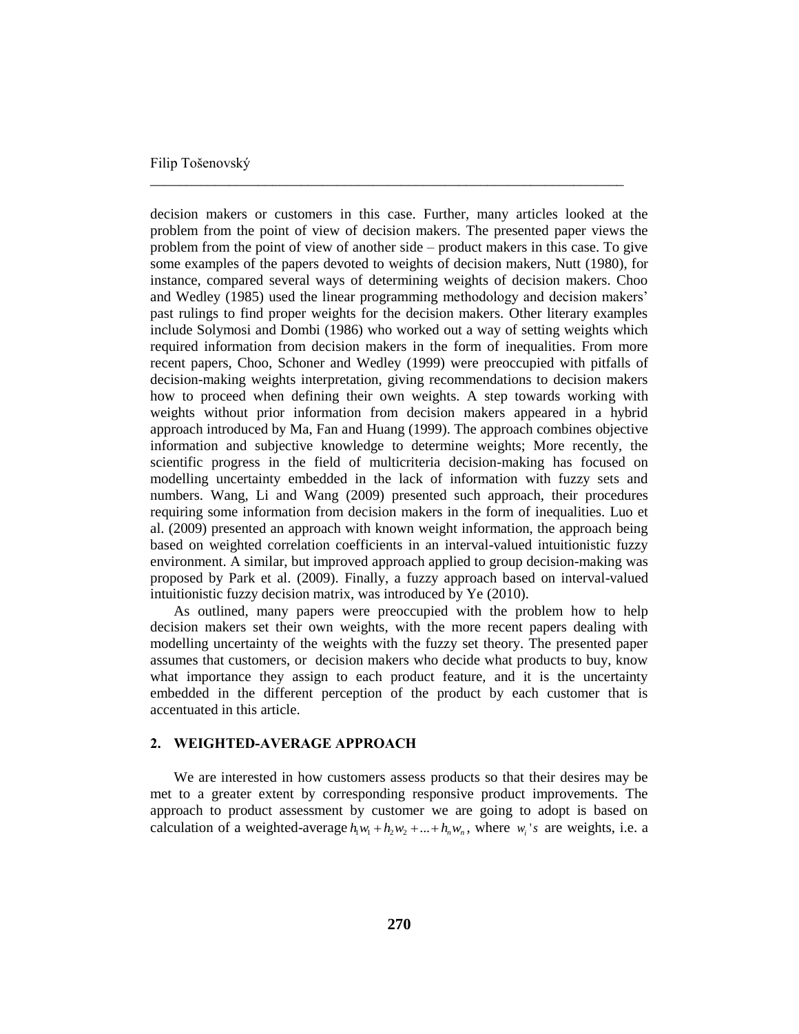decision makers or customers in this case. Further, many articles looked at the problem from the point of view of decision makers. The presented paper views the problem from the point of view of another side – product makers in this case. To give some examples of the papers devoted to weights of decision makers, Nutt (1980), for instance, compared several ways of determining weights of decision makers. Choo and Wedley (1985) used the linear programming methodology and decision makers' past rulings to find proper weights for the decision makers. Other literary examples include Solymosi and Dombi (1986) who worked out a way of setting weights which required information from decision makers in the form of inequalities. From more recent papers, Choo, Schoner and Wedley (1999) were preoccupied with pitfalls of decision-making weights interpretation, giving recommendations to decision makers how to proceed when defining their own weights. A step towards working with weights without prior information from decision makers appeared in a hybrid approach introduced by Ma, Fan and Huang (1999). The approach combines objective information and subjective knowledge to determine weights; More recently, the scientific progress in the field of multicriteria decision-making has focused on modelling uncertainty embedded in the lack of information with fuzzy sets and numbers. Wang, Li and Wang (2009) presented such approach, their procedures requiring some information from decision makers in the form of inequalities. Luo et al. (2009) presented an approach with known weight information, the approach being based on weighted correlation coefficients in an interval-valued intuitionistic fuzzy environment. A similar, but improved approach applied to group decision-making was proposed by Park et al. (2009). Finally, a fuzzy approach based on interval-valued intuitionistic fuzzy decision matrix, was introduced by Ye (2010).

As outlined, many papers were preoccupied with the problem how to help decision makers set their own weights, with the more recent papers dealing with modelling uncertainty of the weights with the fuzzy set theory. The presented paper assumes that customers, or decision makers who decide what products to buy, know what importance they assign to each product feature, and it is the uncertainty embedded in the different perception of the product by each customer that is accentuated in this article.

## 2. WEIGHTED-AVERAGE APPROACH

We are interested in how customers assess products so that their desires may be met to a greater extent by corresponding responsive product improvements. The approach to product assessment by customer we are going to adopt is based on calculation of a weighted-average $h_1w_1 + h_2w_2 + ... + h_nw_n$, where $w_i$'s are weights, i.e. a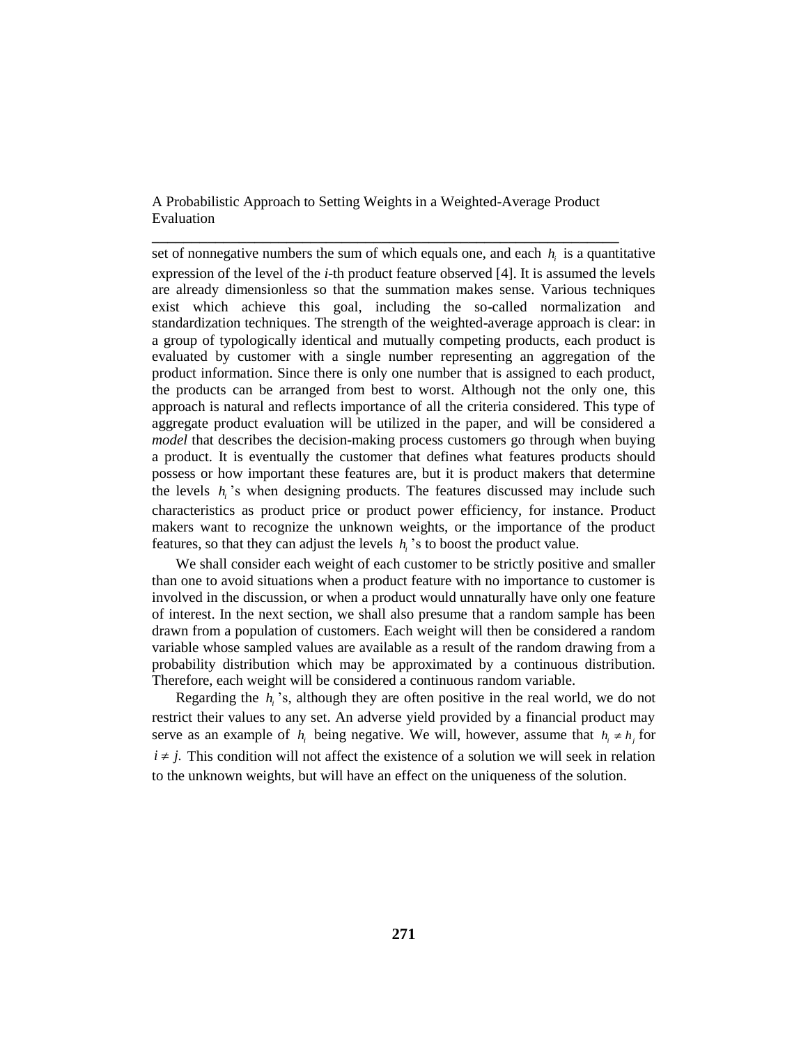set of nonnegative numbers the sum of which equals one, and each $h_i$ is a quantitative expression of the level of the *i*-th product feature observed [4]. It is assumed the levels are already dimensionless so that the summation makes sense. Various techniques exist which achieve this goal, including the so-called normalization and standardization techniques. The strength of the weighted-average approach is clear: in a group of typologically identical and mutually competing products, each product is evaluated by customer with a single number representing an aggregation of the product information. Since there is only one number that is assigned to each product, the products can be arranged from best to worst. Although not the only one, this approach is natural and reflects importance of all the criteria considered. This type of aggregate product evaluation will be utilized in the paper, and will be considered a *model* that describes the decision-making process customers go through when buying a product. It is eventually the customer that defines what features products should possess or how important these features are, but it is product makers that determine the levels $h_i$'s when designing products. The features discussed may include such characteristics as product price or product power efficiency, for instance. Product makers want to recognize the unknown weights, or the importance of the product features, so that they can adjust the levels $h_i$'s to boost the product value.

We shall consider each weight of each customer to be strictly positive and smaller than one to avoid situations when a product feature with no importance to customer is involved in the discussion, or when a product would unnaturally have only one feature of interest. In the next section, we shall also presume that a random sample has been drawn from a population of customers. Each weight will then be considered a random variable whose sampled values are available as a result of the random drawing from a probability distribution which may be approximated by a continuous distribution. Therefore, each weight will be considered a continuous random variable.

Regarding the $h_i$'s, although they are often positive in the real world, we do not restrict their values to any set. An adverse yield provided by a financial product may serve as an example of $h_i$ being negative. We will, however, assume that $h_i \neq h_j$ for $i \neq j$. This condition will not affect the existence of a solution we will seek in relation to the unknown weights, but will have an effect on the uniqueness of the solution.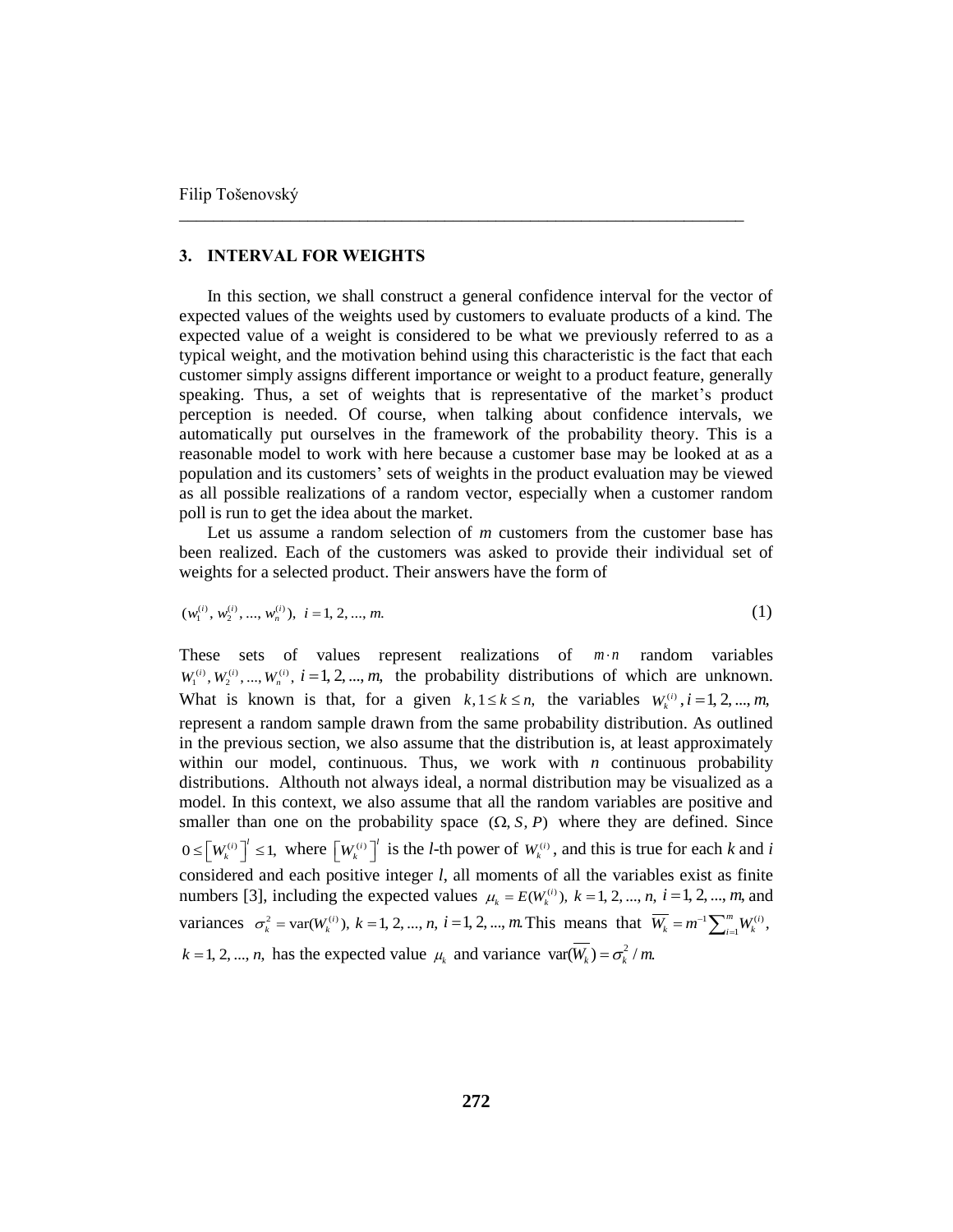## 3. INTERVAL FOR WEIGHTS

In this section, we shall construct a general confidence interval for the vector of expected values of the weights used by customers to evaluate products of a kind. The expected value of a weight is considered to be what we previously referred to as a typical weight, and the motivation behind using this characteristic is the fact that each customer simply assigns different importance or weight to a product feature, generally speaking. Thus, a set of weights that is representative of the market's product perception is needed. Of course, when talking about confidence intervals, we automatically put ourselves in the framework of the probability theory. This is a reasonable model to work with here because a customer base may be looked at as a population and its customers' sets of weights in the product evaluation may be viewed as all possible realizations of a random vector, especially when a customer random poll is run to get the idea about the market.

Let us assume a random selection of *m* customers from the customer base has been realized. Each of the customers was asked to provide their individual set of weights for a selected product. Their answers have the form of

$$(w_1^{(i)}, w_2^{(i)}, ..., w_n^{(i)}), \ i = 1, 2, ..., m. \tag{1}$$

These sets of values represent realizations of $m \cdot n$ random variables $W_1^{(i)}, W_2^{(i)}, ..., W_n^{(i)}, \ i = 1, 2, ..., m,$ the probability distributions of which are unknown. What is known is that, for a given $k, 1 \le k \le n,$ the variables $W_k^{(i)}, i = 1, 2, ..., m,$ represent a random sample drawn from the same probability distribution. As outlined in the previous section, we also assume that the distribution is, at least approximately within our model, continuous. Thus, we work with *n* continuous probability distributions. Althouth not always ideal, a normal distribution may be visualized as a model. In this context, we also assume that all the random variables are positive and smaller than one on the probability space $(\Omega, S, P)$ where they are defined. Since $0 \le \left[W_k^{(i)}\right]^l \le 1,$ where $\left[W_k^{(i)}\right]^l$ is the *l*-th power of $W_k^{(i)}$, and this is true for each *k* and *i* considered and each positive integer *l*, all moments of all the variables exist as finite numbers [3], including the expected values $\mu_k = E(W_k^{(i)}), \ k = 1, 2, ..., n, \ i = 1, 2, ..., m,$ and variances $\sigma_k^2 = \text{var}(W_k^{(i)}), \ k = 1, 2, ..., n, \ i = 1, 2, ..., m.$ This means that $\overline{W_k} = m^{-1}\sum_{i=1}^{m} W_k^{(i)},$ $k = 1, 2, ..., n,$ has the expected value $\mu_k$ and variance $\text{var}(\overline{W_k}) = \sigma_k^2 / m.$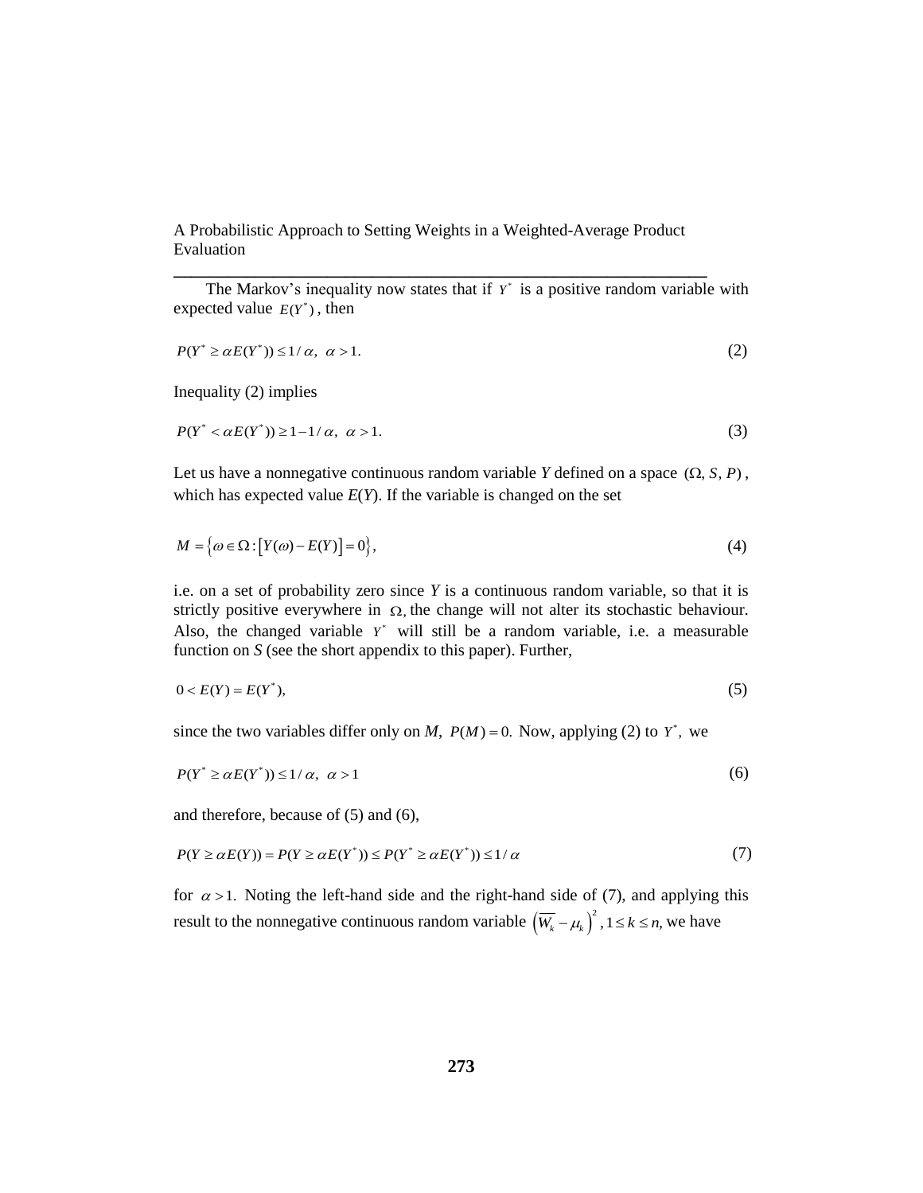The Markov's inequality now states that if $Y^*$ is a positive random variable with expected value $E(Y^*)$, then

$$P(Y^* \geq \alpha E(Y^*)) \leq 1/\alpha, \ \ \alpha > 1. \tag{2}$$

Inequality (2) implies

$$P(Y^* < \alpha E(Y^*)) \geq 1 - 1/\alpha, \ \ \alpha > 1. \tag{3}$$

Let us have a nonnegative continuous random variable *Y* defined on a space $(\Omega, S, P)$, which has expected value *E*(*Y*). If the variable is changed on the set

$$M = \left\{\omega \in \Omega : \left[Y(\omega) - E(Y)\right] = 0\right\}, \tag{4}$$

i.e. on a set of probability zero since *Y* is a continuous random variable, so that it is strictly positive everywhere in $\Omega$, the change will not alter its stochastic behaviour. Also, the changed variable $Y^*$ will still be a random variable, i.e. a measurable function on *S* (see the short appendix to this paper). Further,

$$0 < E(Y) = E(Y^*), \tag{5}$$

since the two variables differ only on *M*, $P(M) = 0.$ Now, applying (2) to $Y^*,$ we

$$P(Y^* \geq \alpha E(Y^*)) \leq 1/\alpha, \ \ \alpha > 1 \tag{6}$$

and therefore, because of (5) and (6),

$$P(Y \geq \alpha E(Y)) = P(Y \geq \alpha E(Y^*)) \leq P(Y^* \geq \alpha E(Y^*)) \leq 1/\alpha \tag{7}$$

for $\alpha > 1.$ Noting the left-hand side and the right-hand side of (7), and applying this result to the nonnegative continuous random variable $\left(\overline{W_k} - \mu_k\right)^2, 1 \leq k \leq n,$ we have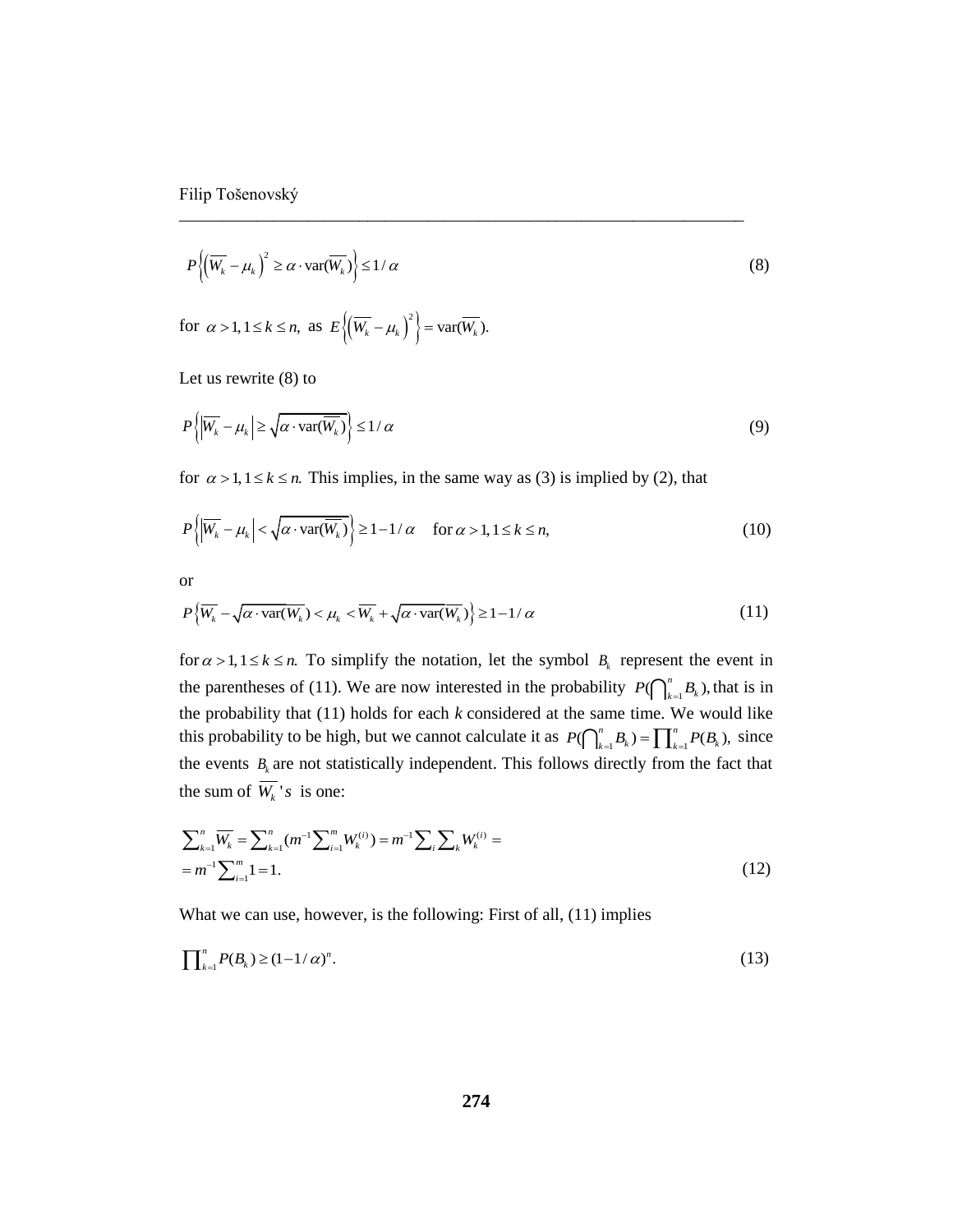$$P\left\{\left(\overline{W_k} - \mu_k\right)^2 \geq \alpha \cdot \text{var}(\overline{W_k})\right\} \leq 1/\alpha \tag{8}$$

for $\alpha > 1, 1 \leq k \leq n,$ as $E\left\{\left(\overline{W_k} - \mu_k\right)^2\right\} = \text{var}(\overline{W_k}).$

Let us rewrite (8) to

$$P\left\{\left|\overline{W_k} - \mu_k\right| \geq \sqrt{\alpha \cdot \text{var}(\overline{W_k})}\right\} \leq 1/\alpha \tag{9}$$

for $\alpha > 1, 1 \leq k \leq n.$ This implies, in the same way as (3) is implied by (2), that

$$P\left\{\left|\overline{W_k} - \mu_k\right| < \sqrt{\alpha \cdot \text{var}(\overline{W_k})}\right\} \geq 1 - 1/\alpha \quad \text{for } \alpha > 1, 1 \leq k \leq n, \tag{10}$$

or

$$P\left\{\overline{W_k} - \sqrt{\alpha \cdot \text{var}(\overline{W_k})} < \mu_k < \overline{W_k} + \sqrt{\alpha \cdot \text{var}(\overline{W_k})}\right\} \geq 1 - 1/\alpha \tag{11}$$

for $\alpha > 1, 1 \leq k \leq n.$ To simplify the notation, let the symbol $B_k$ represent the event in the parentheses of (11). We are now interested in the probability $P(\bigcap_{k=1}^{n} B_k),$ that is in the probability that (11) holds for each *k* considered at the same time. We would like this probability to be high, but we cannot calculate it as $P(\bigcap_{k=1}^{n} B_k) = \prod_{k=1}^{n} P(B_k),$ since the events $B_k$ are not statistically independent. This follows directly from the fact that the sum of $\overline{W_k}$'s is one:

$$\sum_{k=1}^{n} \overline{W_k} = \sum_{k=1}^{n} (m^{-1} \sum_{i=1}^{m} W_k^{(i)}) = m^{-1} \sum_i \sum_k W_k^{(i)} =$$
$$= m^{-1} \sum_{i=1}^{m} 1 = 1. \tag{12}$$

What we can use, however, is the following: First of all, (11) implies

$$\prod_{k=1}^{n} P(B_k) \geq (1 - 1/\alpha)^n. \tag{13}$$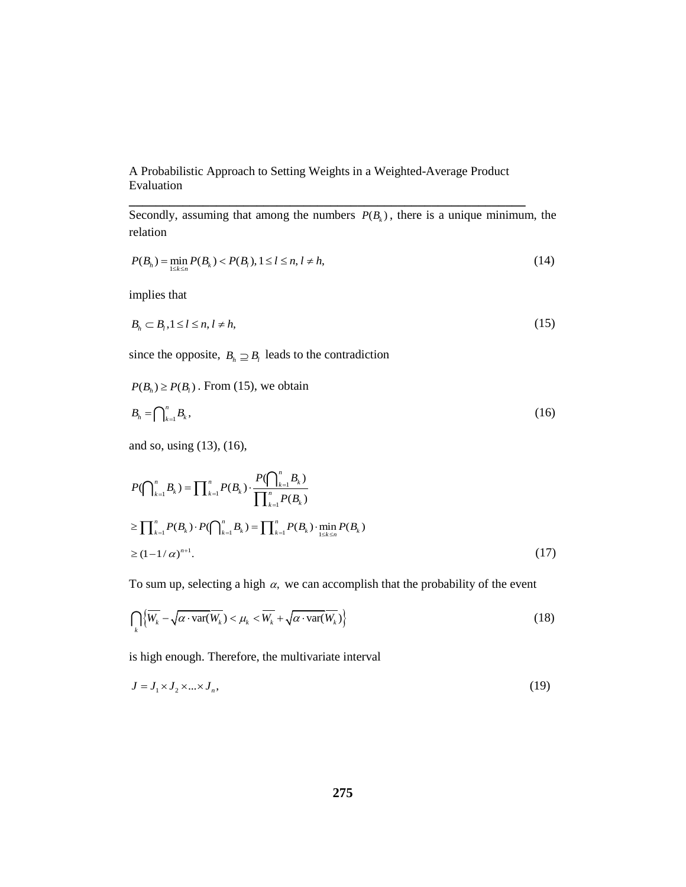Secondly, assuming that among the numbers $P(B_k)$, there is a unique minimum, the relation

$$P(B_h) = \min_{1 \le k \le n} P(B_k) < P(B_l), 1 \le l \le n, l \ne h, \tag{14}$$

implies that

$$B_h \subset B_l, 1 \le l \le n, l \ne h, \tag{15}$$

since the opposite, $B_h \supseteq B_l$ leads to the contradiction

$P(B_h) \ge P(B_l)$. From (15), we obtain

$$B_h = \bigcap_{k=1}^{n} B_k, \tag{16}$$

and so, using (13), (16),

$$\begin{aligned} P(\bigcap_{k=1}^{n} B_k) &= \prod_{k=1}^{n} P(B_k) \cdot \frac{P(\bigcap_{k=1}^{n} B_k)}{\prod_{k=1}^{n} P(B_k)} \\ &\ge \prod_{k=1}^{n} P(B_k) \cdot P(\bigcap_{k=1}^{n} B_k) = \prod_{k=1}^{n} P(B_k) \cdot \min_{1 \le k \le n} P(B_k) \\ &\ge (1 - 1/\alpha)^{n+1}. \end{aligned} \tag{17}$$

To sum up, selecting a high $\alpha$, we can accomplish that the probability of the event

$$\bigcap_k \left\{ \overline{W_k} - \sqrt{\alpha \cdot \text{var}(\overline{W_k})} < \mu_k < \overline{W_k} + \sqrt{\alpha \cdot \text{var}(\overline{W_k})} \right\} \tag{18}$$

is high enough. Therefore, the multivariate interval

$$J = J_1 \times J_2 \times ... \times J_n, \tag{19}$$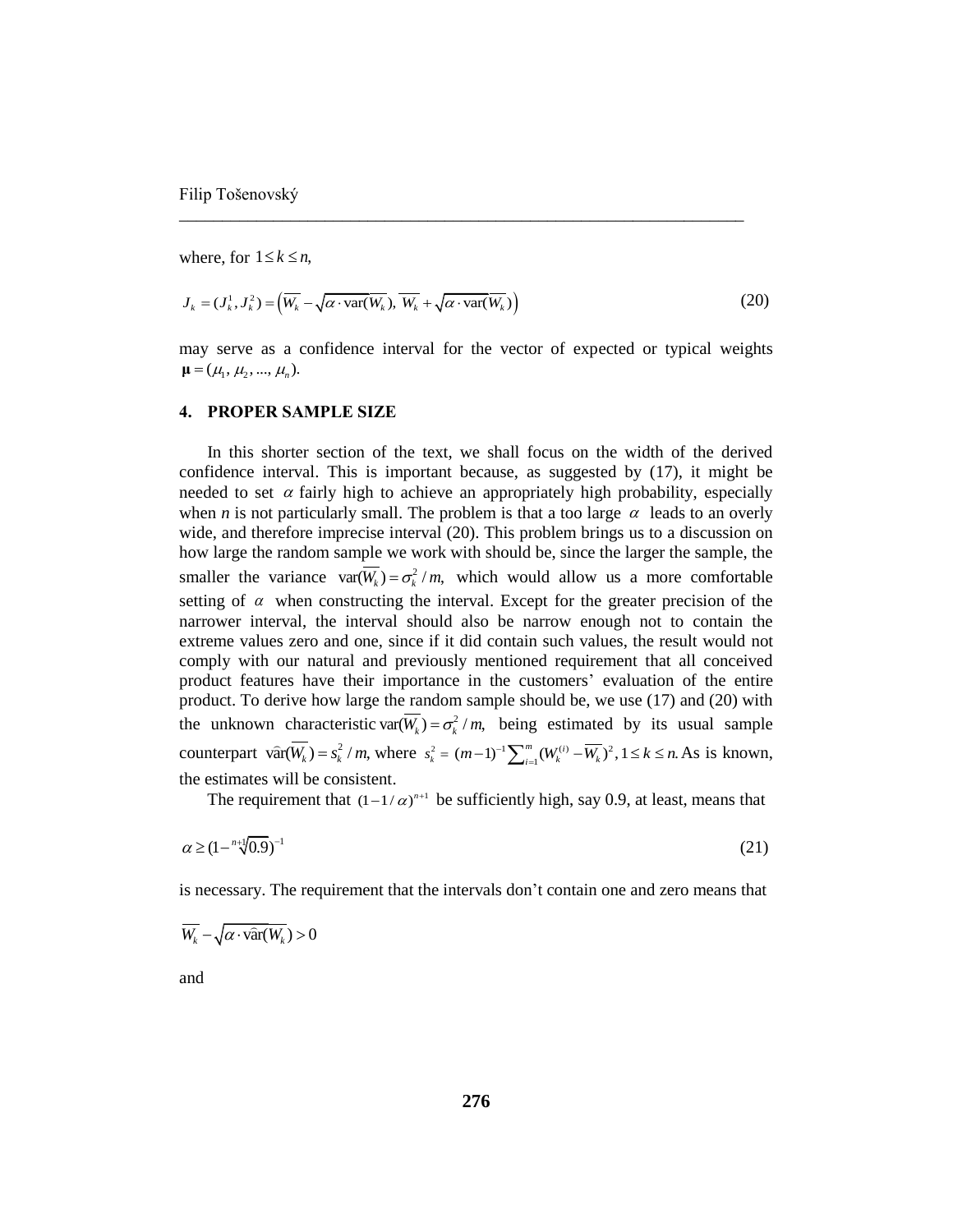where, for $1 \le k \le n,$

$$J_k = (J_k^1, J_k^2) = \left(\overline{W_k} - \sqrt{\alpha \cdot \mathrm{var}(\overline{W_k})},\ \overline{W_k} + \sqrt{\alpha \cdot \mathrm{var}(\overline{W_k})}\right) \tag{20}$$

may serve as a confidence interval for the vector of expected or typical weights $\boldsymbol{\mu} = (\mu_1, \mu_2, ..., \mu_n).$

## 4. PROPER SAMPLE SIZE

In this shorter section of the text, we shall focus on the width of the derived confidence interval. This is important because, as suggested by (17), it might be needed to set $\alpha$ fairly high to achieve an appropriately high probability, especially when *n* is not particularly small. The problem is that a too large $\alpha$ leads to an overly wide, and therefore imprecise interval (20). This problem brings us to a discussion on how large the random sample we work with should be, since the larger the sample, the smaller the variance $\mathrm{var}(\overline{W_k}) = \sigma_k^2 / m,$ which would allow us a more comfortable setting of $\alpha$ when constructing the interval. Except for the greater precision of the narrower interval, the interval should also be narrow enough not to contain the extreme values zero and one, since if it did contain such values, the result would not comply with our natural and previously mentioned requirement that all conceived product features have their importance in the customers' evaluation of the entire product. To derive how large the random sample should be, we use (17) and (20) with the unknown characteristic $\mathrm{var}(\overline{W_k}) = \sigma_k^2 / m,$ being estimated by its usual sample counterpart $\widehat{\mathrm{var}}(\overline{W_k}) = s_k^2 / m,$ where $s_k^2 = (m-1)^{-1} \sum_{i=1}^{m} (W_k^{(i)} - \overline{W_k})^2, 1 \le k \le n.$ As is known, the estimates will be consistent.

The requirement that $(1 - 1/\alpha)^{n+1}$ be sufficiently high, say 0.9, at least, means that

$$\alpha \ge (1 - \sqrt[n+1]{0.9})^{-1} \tag{21}$$

is necessary. The requirement that the intervals don't contain one and zero means that

$$\overline{W_k} - \sqrt{\alpha \cdot \widehat{\mathrm{var}}(\overline{W_k})} > 0$$

and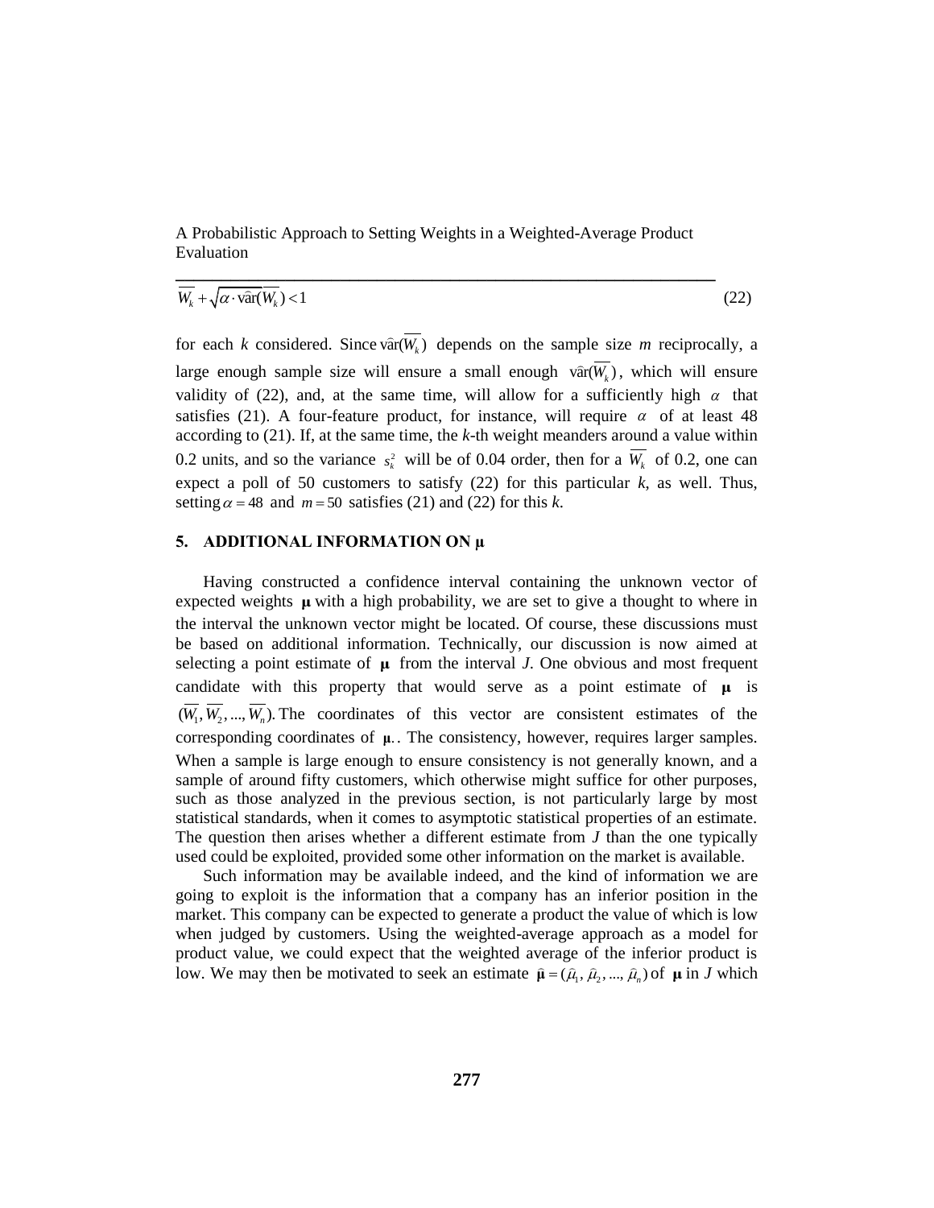$$\overline{W_k} + \sqrt{\alpha \cdot \hat{\text{var}}(\overline{W_k})} < 1 \tag{22}$$

for each $k$ considered. Since $\hat{\text{var}}(\overline{W_k})$ depends on the sample size $m$ reciprocally, a large enough sample size will ensure a small enough $\hat{\text{var}}(\overline{W_k})$, which will ensure validity of (22), and, at the same time, will allow for a sufficiently high $\alpha$ that satisfies (21). A four-feature product, for instance, will require $\alpha$ of at least 48 according to (21). If, at the same time, the $k$-th weight meanders around a value within 0.2 units, and so the variance $s_k^2$ will be of 0.04 order, then for a $\overline{W_k}$ of 0.2, one can expect a poll of 50 customers to satisfy (22) for this particular $k$, as well. Thus, setting $\alpha = 48$ and $m = 50$ satisfies (21) and (22) for this $k$.

## 5. ADDITIONAL INFORMATION ON $\boldsymbol{\mu}$

Having constructed a confidence interval containing the unknown vector of expected weights $\boldsymbol{\mu}$ with a high probability, we are set to give a thought to where in the interval the unknown vector might be located. Of course, these discussions must be based on additional information. Technically, our discussion is now aimed at selecting a point estimate of $\boldsymbol{\mu}$ from the interval $J$. One obvious and most frequent candidate with this property that would serve as a point estimate of $\boldsymbol{\mu}$ is $(\overline{W_1}, \overline{W_2}, ..., \overline{W_n})$. The coordinates of this vector are consistent estimates of the corresponding coordinates of $\boldsymbol{\mu}$.. The consistency, however, requires larger samples. When a sample is large enough to ensure consistency is not generally known, and a sample of around fifty customers, which otherwise might suffice for other purposes, such as those analyzed in the previous section, is not particularly large by most statistical standards, when it comes to asymptotic statistical properties of an estimate. The question then arises whether a different estimate from $J$ than the one typically used could be exploited, provided some other information on the market is available.

Such information may be available indeed, and the kind of information we are going to exploit is the information that a company has an inferior position in the market. This company can be expected to generate a product the value of which is low when judged by customers. Using the weighted-average approach as a model for product value, we could expect that the weighted average of the inferior product is low. We may then be motivated to seek an estimate $\hat{\boldsymbol{\mu}} = (\hat{\mu}_1, \hat{\mu}_2, ..., \hat{\mu}_n)$ of $\boldsymbol{\mu}$ in $J$ which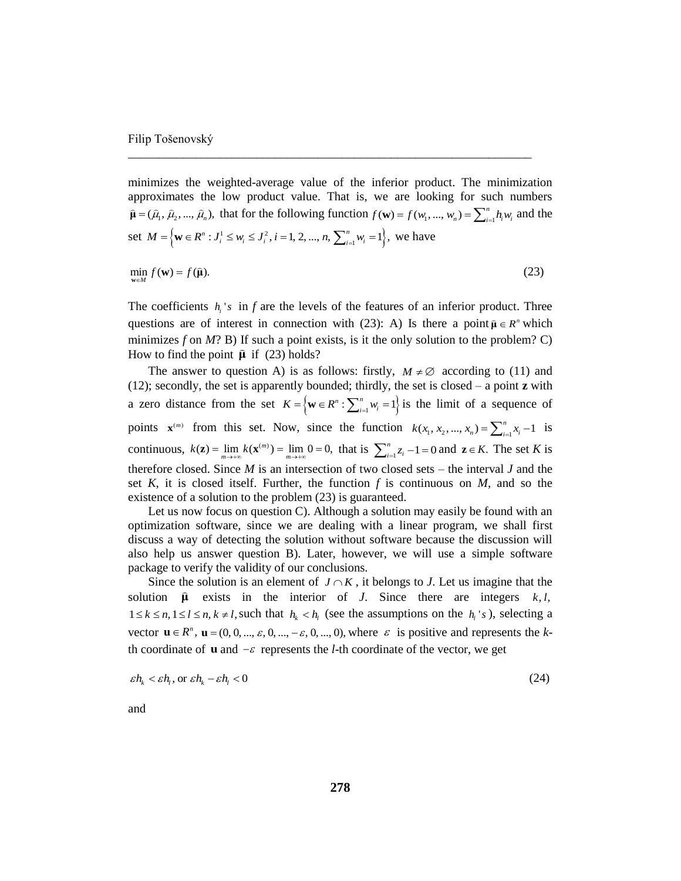minimizes the weighted-average value of the inferior product. The minimization approximates the low product value. That is, we are looking for such numbers $\hat{\boldsymbol{\mu}} = (\hat{\mu}_1, \hat{\mu}_2, ..., \hat{\mu}_n)$, that for the following function $f(\mathbf{w}) = f(w_1, ..., w_n) = \sum_{i=1}^{n} h_i w_i$ and the set $M = \left\{ \mathbf{w} \in R^n : J_i^1 \le w_i \le J_i^2, i = 1, 2, ..., n, \sum_{i=1}^{n} w_i = 1 \right\}$, we have

$$\min_{\mathbf{w} \in M} f(\mathbf{w}) = f(\hat{\boldsymbol{\mu}}). \tag{23}$$

The coefficients $h_i$'s in *f* are the levels of the features of an inferior product. Three questions are of interest in connection with (23): A) Is there a point $\hat{\boldsymbol{\mu}} \in R^n$ which minimizes *f* on *M*? B) If such a point exists, is it the only solution to the problem? C) How to find the point $\hat{\boldsymbol{\mu}}$ if (23) holds?

The answer to question A) is as follows: firstly, $M \ne \emptyset$ according to (11) and (12); secondly, the set is apparently bounded; thirdly, the set is closed – a point **z** with a zero distance from the set $K = \left\{ \mathbf{w} \in R^n : \sum_{i=1}^{n} w_i = 1 \right\}$ is the limit of a sequence of points $\mathbf{x}^{(m)}$ from this set. Now, since the function $k(x_1, x_2, ..., x_n) = \sum_{i=1}^{n} x_i - 1$ is continuous, $k(\mathbf{z}) = \lim_{m \to +\infty} k(\mathbf{x}^{(m)}) = \lim_{m \to +\infty} 0 = 0$, that is $\sum_{i=1}^{n} z_i - 1 = 0$ and $\mathbf{z} \in K$. The set *K* is therefore closed. Since *M* is an intersection of two closed sets – the interval *J* and the set *K*, it is closed itself. Further, the function *f* is continuous on *M*, and so the existence of a solution to the problem (23) is guaranteed.

Let us now focus on question C). Although a solution may easily be found with an optimization software, since we are dealing with a linear program, we shall first discuss a way of detecting the solution without software because the discussion will also help us answer question B). Later, however, we will use a simple software package to verify the validity of our conclusions.

Since the solution is an element of $J \cap K$, it belongs to *J*. Let us imagine that the solution $\hat{\boldsymbol{\mu}}$ exists in the interior of *J*. Since there are integers $k, l$, $1 \le k \le n, 1 \le l \le n, k \ne l,$ such that $h_k < h_l$ (see the assumptions on the $h_l$'s), selecting a vector $\mathbf{u} \in R^n$, $\mathbf{u} = (0, 0, ..., \varepsilon, 0, ..., -\varepsilon, 0, ..., 0)$, where $\varepsilon$ is positive and represents the *k*-th coordinate of $\mathbf{u}$ and $-\varepsilon$ represents the *l*-th coordinate of the vector, we get

$$\varepsilon h_k < \varepsilon h_l \text{, or } \varepsilon h_k - \varepsilon h_l < 0 \tag{24}$$

and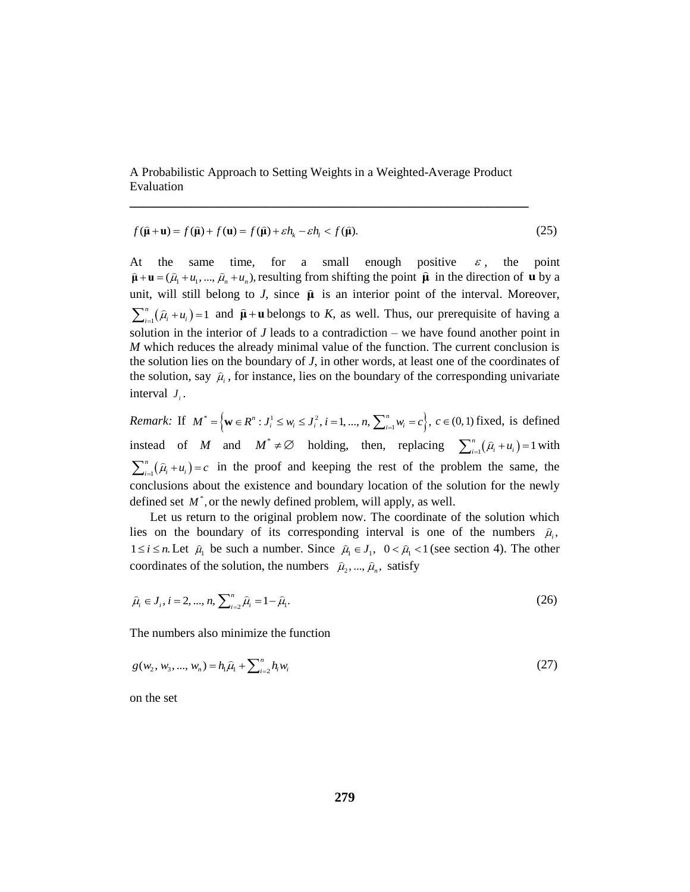$$f(\widehat{\boldsymbol{\mu}}+\mathbf{u}) = f(\widehat{\boldsymbol{\mu}}) + f(\mathbf{u}) = f(\widehat{\boldsymbol{\mu}}) + \varepsilon h_k - \varepsilon h_l < f(\widehat{\boldsymbol{\mu}}). \tag{25}$$

At the same time, for a small enough positive $\varepsilon$, the point $\widehat{\boldsymbol{\mu}}+\mathbf{u} = (\widehat{\mu}_1 + u_1, ..., \widehat{\mu}_n + u_n)$, resulting from shifting the point $\widehat{\boldsymbol{\mu}}$ in the direction of $\mathbf{u}$ by a unit, will still belong to *J*, since $\widehat{\boldsymbol{\mu}}$ is an interior point of the interval. Moreover, $\sum_{i=1}^{n}\left(\widehat{\mu}_i + u_i\right) = 1$ and $\widehat{\boldsymbol{\mu}}+\mathbf{u}$ belongs to *K*, as well. Thus, our prerequisite of having a solution in the interior of *J* leads to a contradiction – we have found another point in *M* which reduces the already minimal value of the function. The current conclusion is the solution lies on the boundary of *J*, in other words, at least one of the coordinates of the solution, say $\widehat{\mu}_i$, for instance, lies on the boundary of the corresponding univariate interval $J_i$.

*Remark:* If $M^* = \left\{\mathbf{w} \in R^n : J_i^1 \le w_i \le J_i^2,\, i = 1, ..., n,\, \sum_{i=1}^{n} w_i = c\right\},\ c \in (0,1)$ fixed, is defined instead of $M$ and $M^* \ne \varnothing$ holding, then, replacing $\sum_{i=1}^{n}\left(\widehat{\mu}_i + u_i\right) = 1$ with $\sum_{i=1}^{n}\left(\widehat{\mu}_i + u_i\right) = c$ in the proof and keeping the rest of the problem the same, the conclusions about the existence and boundary location of the solution for the newly defined set $M^*$, or the newly defined problem, will apply, as well.

Let us return to the original problem now. The coordinate of the solution which lies on the boundary of its corresponding interval is one of the numbers $\widehat{\mu}_i$, $1 \le i \le n.$ Let $\widehat{\mu}_1$ be such a number. Since $\widehat{\mu}_1 \in J_1$, $0 < \widehat{\mu}_1 < 1$ (see section 4). The other coordinates of the solution, the numbers $\widehat{\mu}_2, ..., \widehat{\mu}_n$, satisfy

$$\widehat{\mu}_i \in J_i,\ i = 2, ..., n,\ \sum_{i=2}^{n}\widehat{\mu}_i = 1 - \widehat{\mu}_1. \tag{26}$$

The numbers also minimize the function

$$g(w_2, w_3, ..., w_n) = h_1\widehat{\mu}_1 + \sum_{i=2}^{n} h_i w_i \tag{27}$$

on the set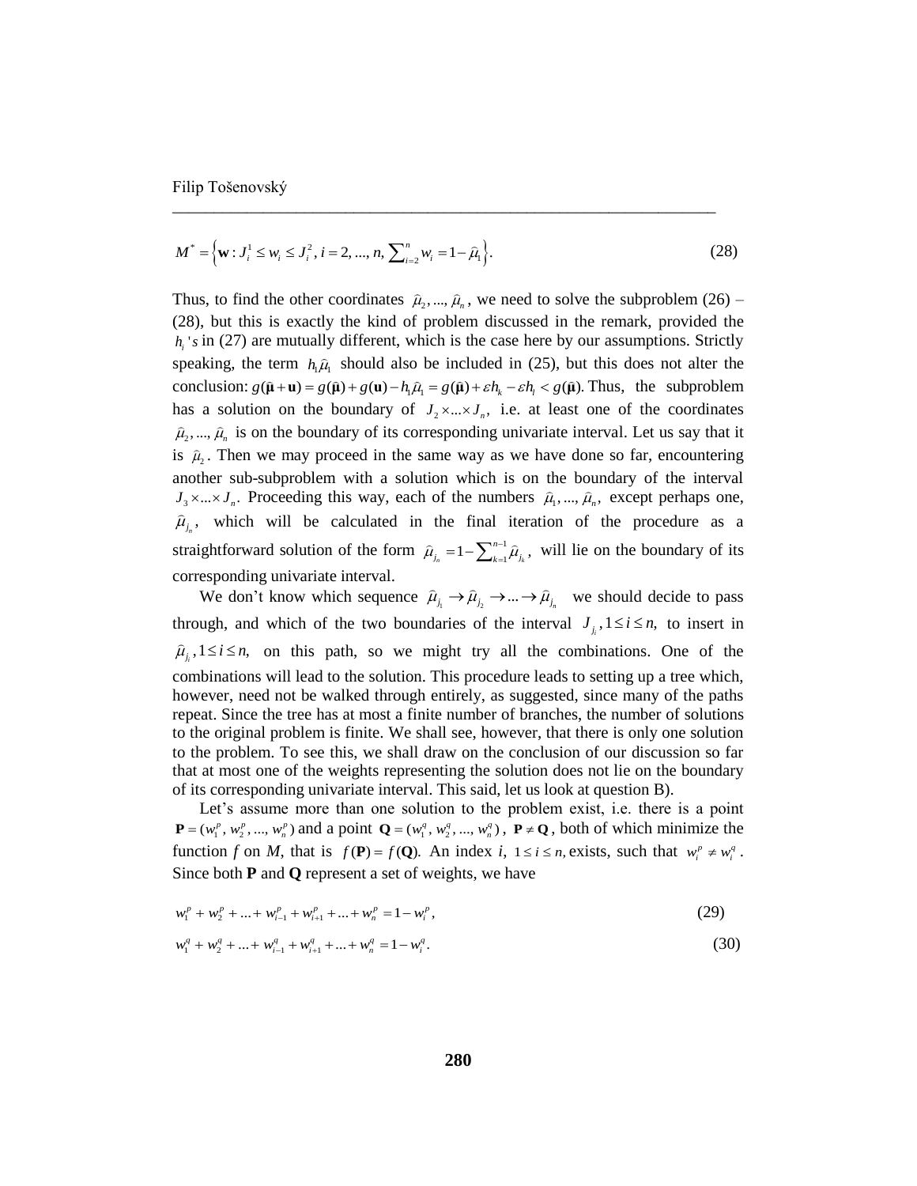$$M^* = \left\{ \mathbf{w} : J_i^1 \le w_i \le J_i^2,\ i = 2, ..., n,\ \sum_{i=2}^{n} w_i = 1 - \hat{\mu}_1 \right\}. \tag{28}$$

Thus, to find the other coordinates $\hat{\mu}_2, ..., \hat{\mu}_n$, we need to solve the subproblem (26) – (28), but this is exactly the kind of problem discussed in the remark, provided the $h_i$'s in (27) are mutually different, which is the case here by our assumptions. Strictly speaking, the term $h_1\hat{\mu}_1$ should also be included in (25), but this does not alter the conclusion: $g(\hat{\boldsymbol{\mu}} + \mathbf{u}) = g(\hat{\boldsymbol{\mu}}) + g(\mathbf{u}) - h_1\hat{\mu}_1 = g(\hat{\boldsymbol{\mu}}) + \varepsilon h_k - \varepsilon h_l < g(\hat{\boldsymbol{\mu}})$. Thus, the subproblem has a solution on the boundary of $J_2 \times ... \times J_n$, i.e. at least one of the coordinates $\hat{\mu}_2, ..., \hat{\mu}_n$ is on the boundary of its corresponding univariate interval. Let us say that it is $\hat{\mu}_2$. Then we may proceed in the same way as we have done so far, encountering another sub-subproblem with a solution which is on the boundary of the interval $J_3 \times ... \times J_n$. Proceeding this way, each of the numbers $\hat{\mu}_1, ..., \hat{\mu}_n$, except perhaps one, $\hat{\mu}_{j_n}$, which will be calculated in the final iteration of the procedure as a straightforward solution of the form $\hat{\mu}_{j_n} = 1 - \sum_{k=1}^{n-1} \hat{\mu}_{j_k}$, will lie on the boundary of its corresponding univariate interval.

We don't know which sequence $\hat{\mu}_{j_1} \to \hat{\mu}_{j_2} \to ... \to \hat{\mu}_{j_n}$ we should decide to pass through, and which of the two boundaries of the interval $J_{j_i}, 1 \le i \le n$, to insert in $\hat{\mu}_{j_i}, 1 \le i \le n$, on this path, so we might try all the combinations. One of the combinations will lead to the solution. This procedure leads to setting up a tree which, however, need not be walked through entirely, as suggested, since many of the paths repeat. Since the tree has at most a finite number of branches, the number of solutions to the original problem is finite. We shall see, however, that there is only one solution to the problem. To see this, we shall draw on the conclusion of our discussion so far that at most one of the weights representing the solution does not lie on the boundary of its corresponding univariate interval. This said, let us look at question B).

Let's assume more than one solution to the problem exist, i.e. there is a point $\mathbf{P} = (w_1^p, w_2^p, ..., w_n^p)$ and a point $\mathbf{Q} = (w_1^q, w_2^q, ..., w_n^q)$, $\mathbf{P} \ne \mathbf{Q}$, both of which minimize the function $f$ on $M$, that is $f(\mathbf{P}) = f(\mathbf{Q})$. An index $i$, $1 \le i \le n$, exists, such that $w_i^p \ne w_i^q$. Since both $\mathbf{P}$ and $\mathbf{Q}$ represent a set of weights, we have

$$w_1^p + w_2^p + ... + w_{i-1}^p + w_{i+1}^p + ... + w_n^p = 1 - w_i^p, \tag{29}$$

$$w_1^q + w_2^q + ... + w_{i-1}^q + w_{i+1}^q + ... + w_n^q = 1 - w_i^q. \tag{30}$$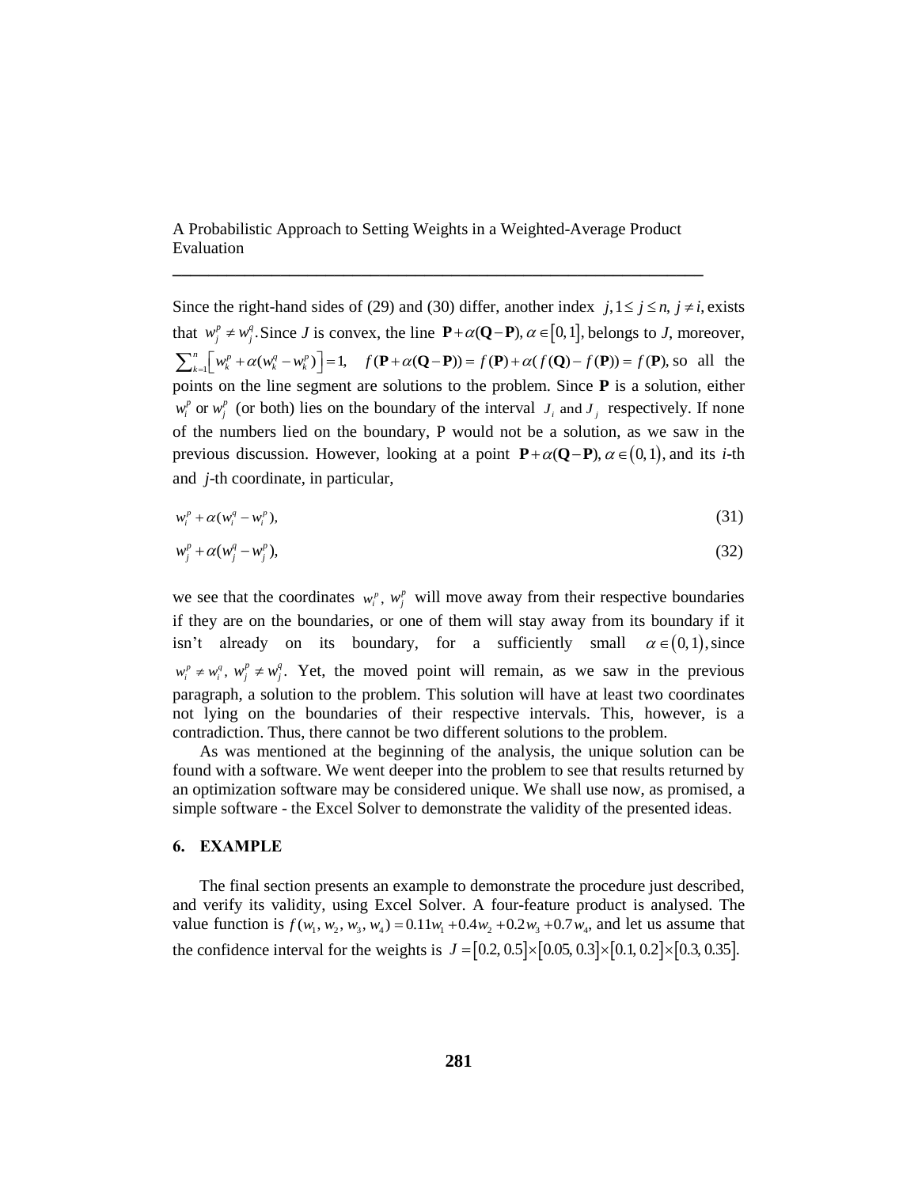Since the right-hand sides of (29) and (30) differ, another index $j, 1 \leq j \leq n,\ j \neq i,$ exists that $w_j^p \neq w_j^q$. Since $J$ is convex, the line $\mathbf{P} + \alpha(\mathbf{Q} - \mathbf{P}),\ \alpha \in [0,1],$ belongs to $J$, moreover, $\sum_{k=1}^{n} \left[ w_k^p + \alpha(w_k^q - w_k^p) \right] = 1, \quad f(\mathbf{P} + \alpha(\mathbf{Q} - \mathbf{P})) = f(\mathbf{P}) + \alpha(f(\mathbf{Q}) - f(\mathbf{P})) = f(\mathbf{P}),$ so all the points on the line segment are solutions to the problem. Since $\mathbf{P}$ is a solution, either $w_i^p$ or $w_j^p$ (or both) lies on the boundary of the interval $J_i$ and $J_j$ respectively. If none of the numbers lied on the boundary, P would not be a solution, as we saw in the previous discussion. However, looking at a point $\mathbf{P} + \alpha(\mathbf{Q} - \mathbf{P}),\ \alpha \in (0,1),$ and its $i$-th and $j$-th coordinate, in particular,

$$w_i^p + \alpha(w_i^q - w_i^p), \tag{31}$$

$$w_j^p + \alpha(w_j^q - w_j^p), \tag{32}$$

we see that the coordinates $w_i^p,\ w_j^p$ will move away from their respective boundaries if they are on the boundaries, or one of them will stay away from its boundary if it isn't already on its boundary, for a sufficiently small $\alpha \in (0,1)$, since $w_i^p \neq w_i^q,\ w_j^p \neq w_j^q$. Yet, the moved point will remain, as we saw in the previous paragraph, a solution to the problem. This solution will have at least two coordinates not lying on the boundaries of their respective intervals. This, however, is a contradiction. Thus, there cannot be two different solutions to the problem.

As was mentioned at the beginning of the analysis, the unique solution can be found with a software. We went deeper into the problem to see that results returned by an optimization software may be considered unique. We shall use now, as promised, a simple software - the Excel Solver to demonstrate the validity of the presented ideas.

## 6. EXAMPLE

The final section presents an example to demonstrate the procedure just described, and verify its validity, using Excel Solver. A four-feature product is analysed. The value function is $f(w_1, w_2, w_3, w_4) = 0.11w_1 + 0.4w_2 + 0.2w_3 + 0.7w_4,$ and let us assume that the confidence interval for the weights is $J = [0.2, 0.5] \times [0.05, 0.3] \times [0.1, 0.2] \times [0.3, 0.35].$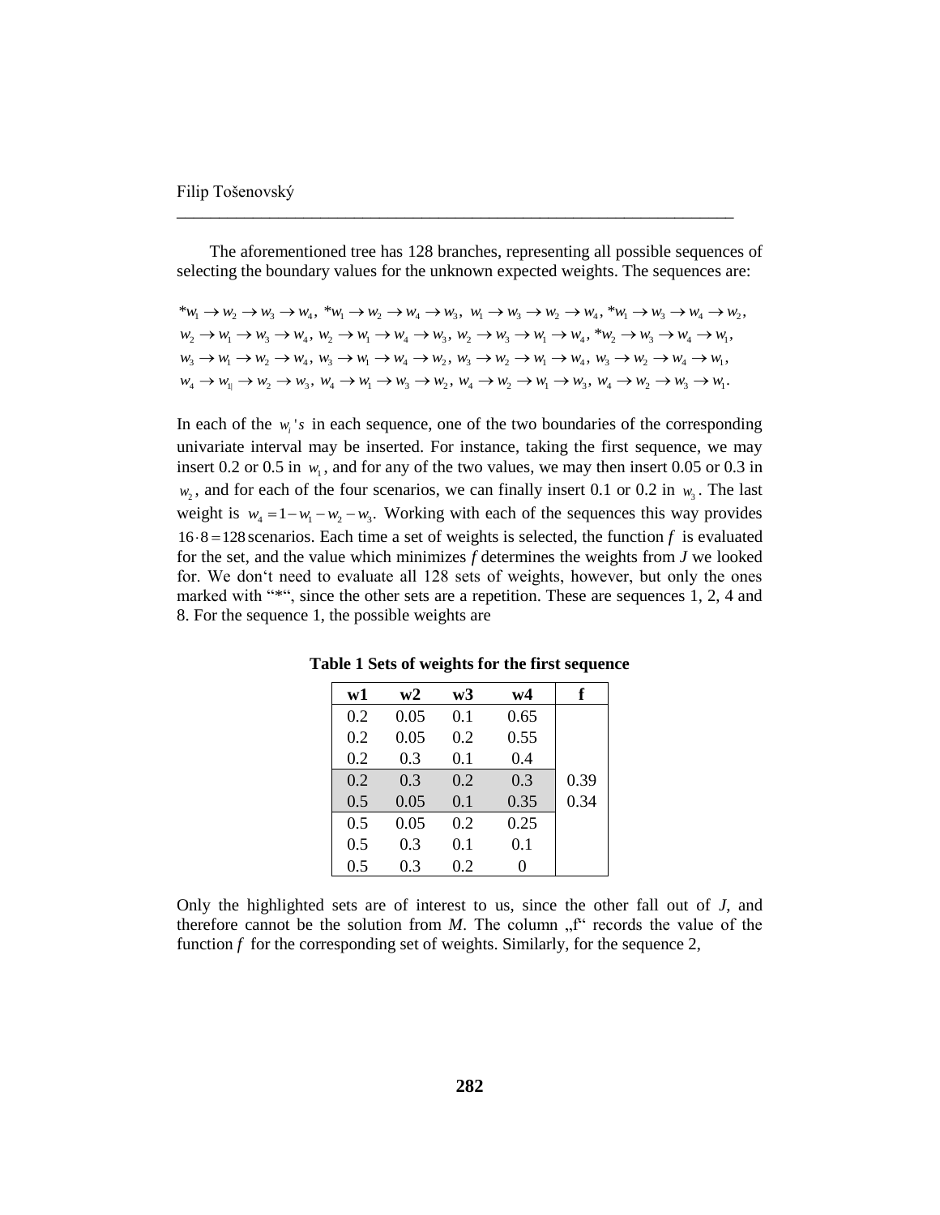The aforementioned tree has 128 branches, representing all possible sequences of selecting the boundary values for the unknown expected weights. The sequences are:

$$
\begin{aligned}
&{}^*w_1 \to w_2 \to w_3 \to w_4,\ {}^*w_1 \to w_2 \to w_4 \to w_3,\ w_1 \to w_3 \to w_2 \to w_4,\ {}^*w_1 \to w_3 \to w_4 \to w_2,\\
&w_2 \to w_1 \to w_3 \to w_4,\ w_2 \to w_1 \to w_4 \to w_3,\ w_2 \to w_3 \to w_1 \to w_4,\ {}^*w_2 \to w_3 \to w_4 \to w_1,\\
&w_3 \to w_1 \to w_2 \to w_4,\ w_3 \to w_1 \to w_4 \to w_2,\ w_3 \to w_2 \to w_1 \to w_4,\ w_3 \to w_2 \to w_4 \to w_1,\\
&w_4 \to w_{1|} \to w_2 \to w_3,\ w_4 \to w_1 \to w_3 \to w_2,\ w_4 \to w_2 \to w_1 \to w_3,\ w_4 \to w_2 \to w_3 \to w_1.
\end{aligned}
$$

In each of the $w_i$'s in each sequence, one of the two boundaries of the corresponding univariate interval may be inserted. For instance, taking the first sequence, we may insert 0.2 or 0.5 in $w_1$, and for any of the two values, we may then insert 0.05 or 0.3 in $w_2$, and for each of the four scenarios, we can finally insert 0.1 or 0.2 in $w_3$. The last weight is $w_4 = 1 - w_1 - w_2 - w_3$. Working with each of the sequences this way provides $16 \cdot 8 = 128$ scenarios. Each time a set of weights is selected, the function *f* is evaluated for the set, and the value which minimizes *f* determines the weights from *J* we looked for. We don't need to evaluate all 128 sets of weights, however, but only the ones marked with "*", since the other sets are a repetition. These are sequences 1, 2, 4 and 8. For the sequence 1, the possible weights are

**Table 1 Sets of weights for the first sequence**

| w1 | w2 | w3 | w4 | f |
|---|---|---|---|---|
| 0.2 | 0.05 | 0.1 | 0.65 | |
| 0.2 | 0.05 | 0.2 | 0.55 | |
| 0.2 | 0.3 | 0.1 | 0.4 | |
| 0.2 | 0.3 | 0.2 | 0.3 | 0.39 |
| 0.5 | 0.05 | 0.1 | 0.35 | 0.34 |
| 0.5 | 0.05 | 0.2 | 0.25 | |
| 0.5 | 0.3 | 0.1 | 0.1 | |
| 0.5 | 0.3 | 0.2 | 0 | |

Only the highlighted sets are of interest to us, since the other fall out of *J*, and therefore cannot be the solution from *M*. The column „f" records the value of the function *f* for the corresponding set of weights. Similarly, for the sequence 2,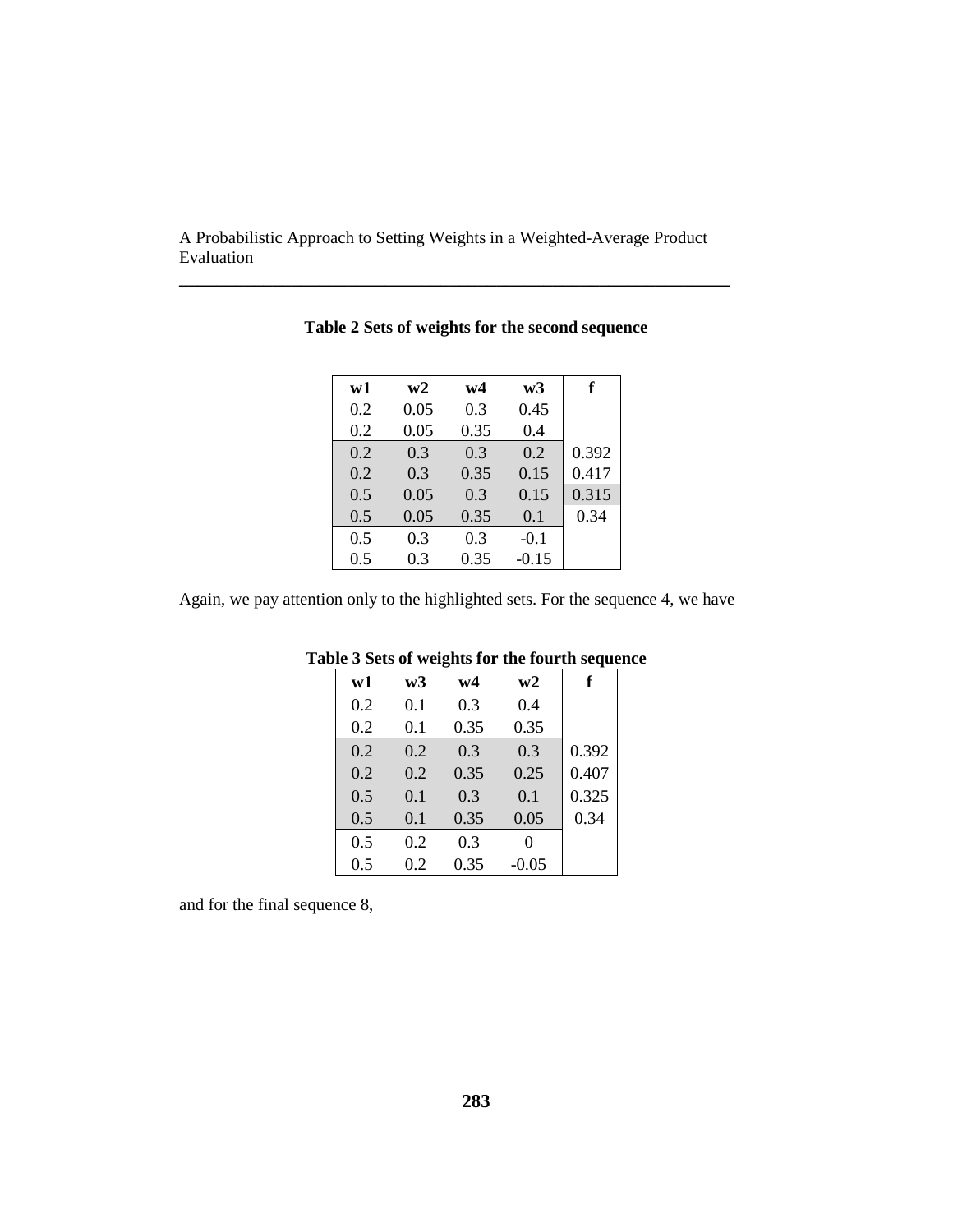**Table 2 Sets of weights for the second sequence**

| w1 | w2 | w4 | w3 | f |
|---|---|---|---|---|
| 0.2 | 0.05 | 0.3 | 0.45 | |
| 0.2 | 0.05 | 0.35 | 0.4 | |
| 0.2 | 0.3 | 0.3 | 0.2 | 0.392 |
| 0.2 | 0.3 | 0.35 | 0.15 | 0.417 |
| 0.5 | 0.05 | 0.3 | 0.15 | 0.315 |
| 0.5 | 0.05 | 0.35 | 0.1 | 0.34 |
| 0.5 | 0.3 | 0.3 | -0.1 | |
| 0.5 | 0.3 | 0.35 | -0.15 | |

Again, we pay attention only to the highlighted sets. For the sequence 4, we have

**Table 3 Sets of weights for the fourth sequence**

| w1 | w3 | w4 | w2 | f |
|---|---|---|---|---|
| 0.2 | 0.1 | 0.3 | 0.4 | |
| 0.2 | 0.1 | 0.35 | 0.35 | |
| 0.2 | 0.2 | 0.3 | 0.3 | 0.392 |
| 0.2 | 0.2 | 0.35 | 0.25 | 0.407 |
| 0.5 | 0.1 | 0.3 | 0.1 | 0.325 |
| 0.5 | 0.1 | 0.35 | 0.05 | 0.34 |
| 0.5 | 0.2 | 0.3 | 0 | |
| 0.5 | 0.2 | 0.35 | -0.05 | |

and for the final sequence 8,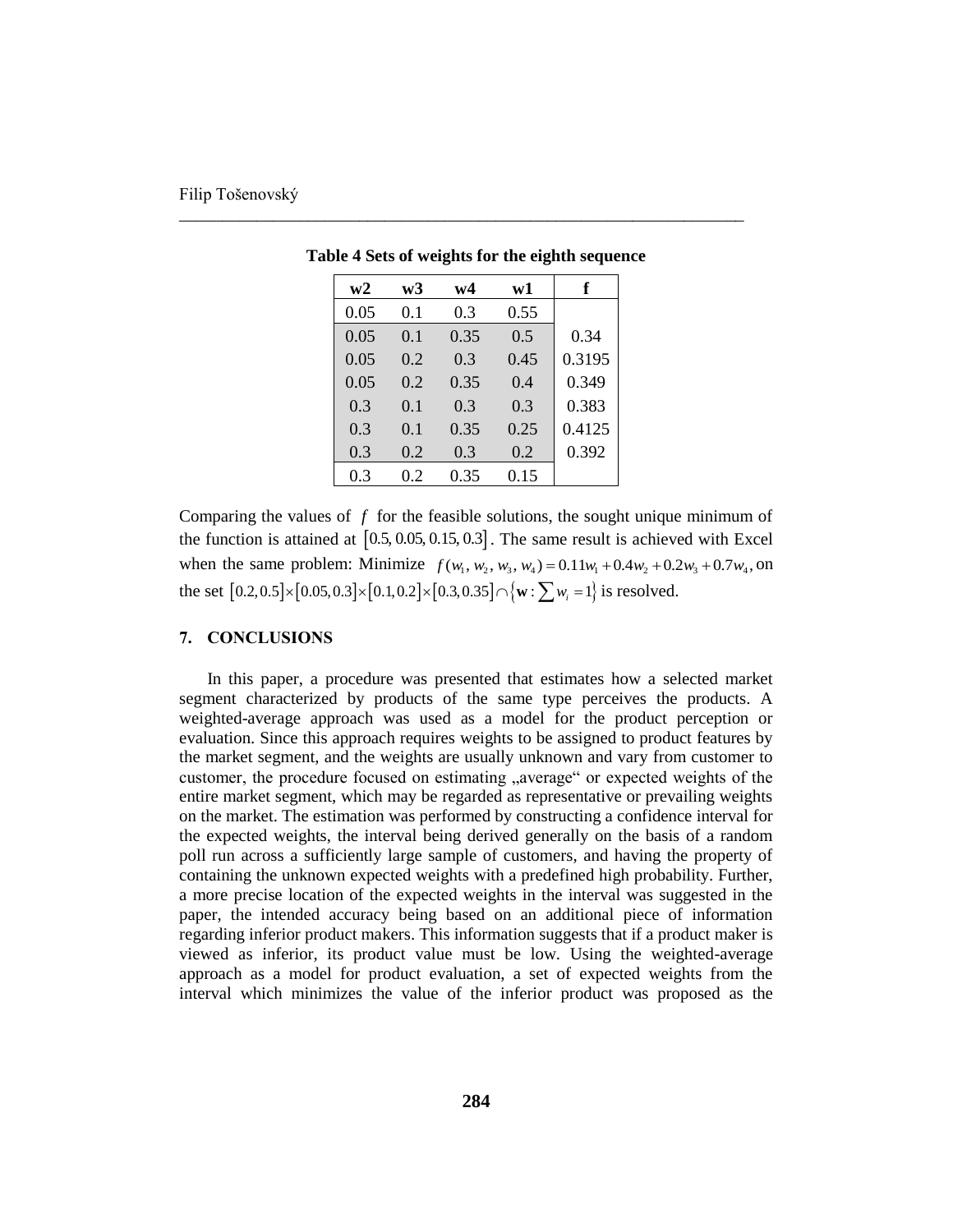**Table 4 Sets of weights for the eighth sequence**

| w2 | w3 | w4 | w1 | f |
|---|---|---|---|---|
| 0.05 | 0.1 | 0.3 | 0.55 | |
| 0.05 | 0.1 | 0.35 | 0.5 | 0.34 |
| 0.05 | 0.2 | 0.3 | 0.45 | 0.3195 |
| 0.05 | 0.2 | 0.35 | 0.4 | 0.349 |
| 0.3 | 0.1 | 0.3 | 0.3 | 0.383 |
| 0.3 | 0.1 | 0.35 | 0.25 | 0.4125 |
| 0.3 | 0.2 | 0.3 | 0.2 | 0.392 |
| 0.3 | 0.2 | 0.35 | 0.15 | |

Comparing the values of $f$ for the feasible solutions, the sought unique minimum of the function is attained at $[0.5, 0.05, 0.15, 0.3]$. The same result is achieved with Excel when the same problem: Minimize $f(w_1, w_2, w_3, w_4) = 0.11w_1 + 0.4w_2 + 0.2w_3 + 0.7w_4$, on the set $[0.2, 0.5]\times[0.05, 0.3]\times[0.1, 0.2]\times[0.3, 0.35]\cap\{\mathbf{w} : \sum w_i = 1\}$ is resolved.

## 7. CONCLUSIONS

In this paper, a procedure was presented that estimates how a selected market segment characterized by products of the same type perceives the products. A weighted-average approach was used as a model for the product perception or evaluation. Since this approach requires weights to be assigned to product features by the market segment, and the weights are usually unknown and vary from customer to customer, the procedure focused on estimating „average“ or expected weights of the entire market segment, which may be regarded as representative or prevailing weights on the market. The estimation was performed by constructing a confidence interval for the expected weights, the interval being derived generally on the basis of a random poll run across a sufficiently large sample of customers, and having the property of containing the unknown expected weights with a predefined high probability. Further, a more precise location of the expected weights in the interval was suggested in the paper, the intended accuracy being based on an additional piece of information regarding inferior product makers. This information suggests that if a product maker is viewed as inferior, its product value must be low. Using the weighted-average approach as a model for product evaluation, a set of expected weights from the interval which minimizes the value of the inferior product was proposed as the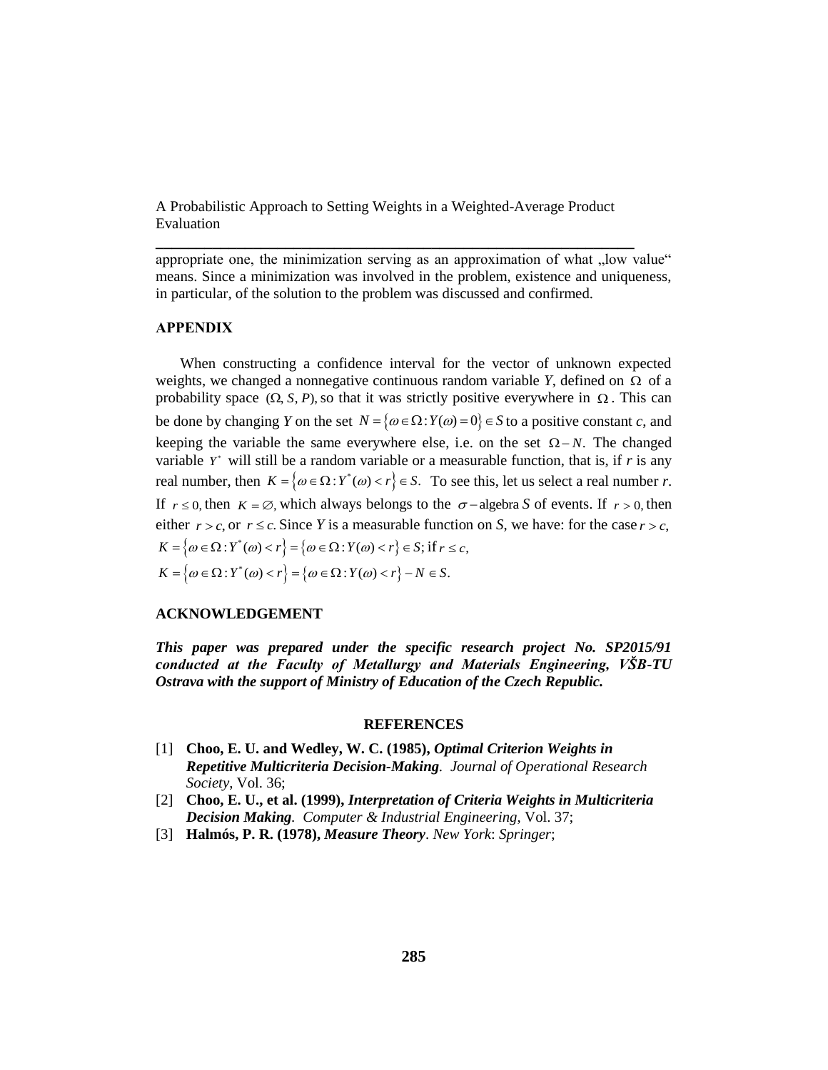appropriate one, the minimization serving as an approximation of what „low value“ means. Since a minimization was involved in the problem, existence and uniqueness, in particular, of the solution to the problem was discussed and confirmed.

## APPENDIX

When constructing a confidence interval for the vector of unknown expected weights, we changed a nonnegative continuous random variable *Y*, defined on $\Omega$ of a probability space $(\Omega, S, P)$, so that it was strictly positive everywhere in $\Omega$. This can be done by changing *Y* on the set $N = \{\omega \in \Omega : Y(\omega) = 0\} \in S$ to a positive constant *c*, and keeping the variable the same everywhere else, i.e. on the set $\Omega - N$. The changed variable $Y^*$ will still be a random variable or a measurable function, that is, if *r* is any real number, then $K = \{\omega \in \Omega : Y^*(\omega) < r\} \in S$. To see this, let us select a real number *r*. If $r \le 0$, then $K = \varnothing$, which always belongs to the $\sigma-$algebra *S* of events. If $r > 0$, then either $r > c$, or $r \le c$. Since *Y* is a measurable function on *S*, we have: for the case $r > c$,
$K = \{\omega \in \Omega : Y^*(\omega) < r\} = \{\omega \in \Omega : Y(\omega) < r\} \in S$; if $r \le c$,
$K = \{\omega \in \Omega : Y^*(\omega) < r\} = \{\omega \in \Omega : Y(\omega) < r\} - N \in S$.

## ACKNOWLEDGEMENT

***This paper was prepared under the specific research project No. SP2015/91 conducted at the Faculty of Metallurgy and Materials Engineering, VŠB-TU Ostrava with the support of Ministry of Education of the Czech Republic.***

## REFERENCES

[1] **Choo, E. U. and Wedley, W. C. (1985),** ***Optimal Criterion Weights in Repetitive Multicriteria Decision-Making****. Journal of Operational Research Society*, Vol. 36;

[2] **Choo, E. U., et al. (1999),** ***Interpretation of Criteria Weights in Multicriteria Decision Making****. Computer & Industrial Engineering*, Vol. 37;

[3] **Halmós, P. R. (1978),** ***Measure Theory***. *New York*: *Springer*;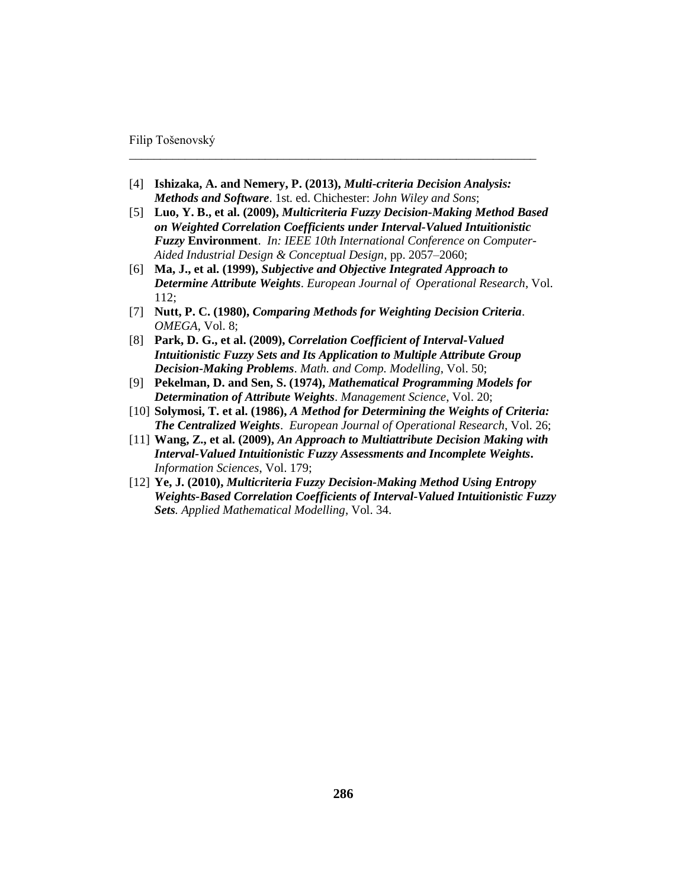[4] **Ishizaka, A. and Nemery, P. (2013),** ***Multi-criteria Decision Analysis: Methods and Software***. 1st. ed. Chichester: *John Wiley and Sons*;

[5] **Luo, Y. B., et al. (2009),** ***Multicriteria Fuzzy Decision-Making Method Based on Weighted Correlation Coefficients under Interval-Valued Intuitionistic Fuzzy*** **Environment**. *In: IEEE 10th International Conference on Computer-Aided Industrial Design & Conceptual Design*, pp. 2057–2060;

[6] **Ma, J., et al. (1999),** ***Subjective and Objective Integrated Approach to Determine Attribute Weights***. *European Journal of Operational Research*, Vol. 112;

[7] **Nutt, P. C. (1980),** ***Comparing Methods for Weighting Decision Criteria***. *OMEGA*, Vol. 8;

[8] **Park, D. G., et al. (2009),** ***Correlation Coefficient of Interval-Valued Intuitionistic Fuzzy Sets and Its Application to Multiple Attribute Group Decision-Making Problems***. *Math. and Comp. Modelling*, Vol. 50;

[9] **Pekelman, D. and Sen, S. (1974),** ***Mathematical Programming Models for Determination of Attribute Weights***. *Management Science*, Vol. 20;

[10] **Solymosi, T. et al. (1986),** ***A Method for Determining the Weights of Criteria: The Centralized Weights***. *European Journal of Operational Research*, Vol. 26;

[11] **Wang, Z., et al. (2009),** ***An Approach to Multiattribute Decision Making with Interval-Valued Intuitionistic Fuzzy Assessments and Incomplete Weights*****.** *Information Sciences*, Vol. 179;

[12] **Ye, J. (2010),** ***Multicriteria Fuzzy Decision-Making Method Using Entropy Weights-Based Correlation Coefficients of Interval-Valued Intuitionistic Fuzzy Sets***. *Applied Mathematical Modelling*, Vol. 34.